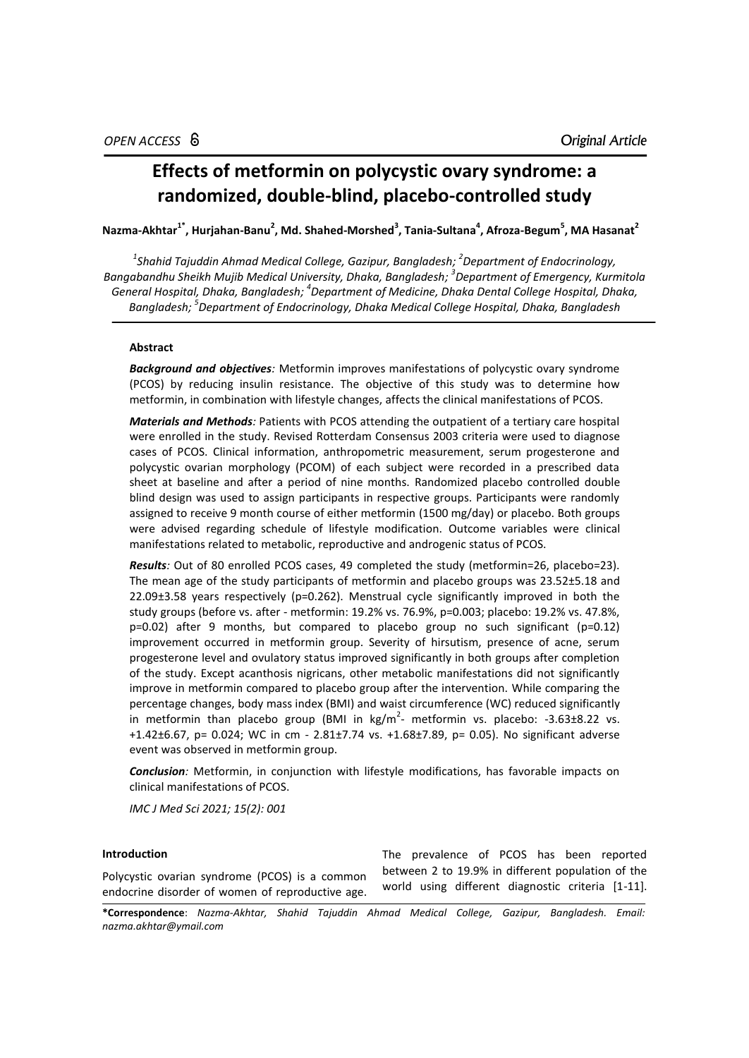OPEN ACCESS

*Original Article*

# Effects of metformin on polycystic ovary syndrome: a randomized, double-blind, placebo-controlled study

**Nazma-Akhtar[1*], Hurjahan-Banu[2], Md. Shahed-Morshed[3], Tania-Sultana[4], Afroza-Begum[5], MA Hasanat[2]**

*[1]Shahid Tajuddin Ahmad Medical College, Gazipur, Bangladesh; [2]Department of Endocrinology, Bangabandhu Sheikh Mujib Medical University, Dhaka, Bangladesh; [3]Department of Emergency, Kurmitola General Hospital, Dhaka, Bangladesh; [4]Department of Medicine, Dhaka Dental College Hospital, Dhaka, Bangladesh; [5]Department of Endocrinology, Dhaka Medical College Hospital, Dhaka, Bangladesh*

### Abstract

***Background and objectives:*** Metformin improves manifestations of polycystic ovary syndrome (PCOS) by reducing insulin resistance. The objective of this study was to determine how metformin, in combination with lifestyle changes, affects the clinical manifestations of PCOS.

***Materials and Methods:*** Patients with PCOS attending the outpatient of a tertiary care hospital were enrolled in the study. Revised Rotterdam Consensus 2003 criteria were used to diagnose cases of PCOS. Clinical information, anthropometric measurement, serum progesterone and polycystic ovarian morphology (PCOM) of each subject were recorded in a prescribed data sheet at baseline and after a period of nine months. Randomized placebo controlled double blind design was used to assign participants in respective groups. Participants were randomly assigned to receive 9 month course of either metformin (1500 mg/day) or placebo. Both groups were advised regarding schedule of lifestyle modification. Outcome variables were clinical manifestations related to metabolic, reproductive and androgenic status of PCOS.

***Results:*** Out of 80 enrolled PCOS cases, 49 completed the study (metformin=26, placebo=23). The mean age of the study participants of metformin and placebo groups was 23.52±5.18 and 22.09±3.58 years respectively ($p$=0.262). Menstrual cycle significantly improved in both the study groups (before vs. after - metformin: 19.2% vs. 76.9%, $p$=0.003; placebo: 19.2% vs. 47.8%, $p$=0.02) after 9 months, but compared to placebo group no such significant ($p$=0.12) improvement occurred in metformin group. Severity of hirsutism, presence of acne, serum progesterone level and ovulatory status improved significantly in both groups after completion of the study. Except acanthosis nigricans, other metabolic manifestations did not significantly improve in metformin compared to placebo group after the intervention. While comparing the percentage changes, body mass index (BMI) and waist circumference (WC) reduced significantly in metformin than placebo group (BMI in $kg/m^2$- metformin vs. placebo: -3.63±8.22 vs. +1.42±6.67, $p$= 0.024; WC in cm - 2.81±7.74 vs. +1.68±7.89, $p$= 0.05). No significant adverse event was observed in metformin group.

***Conclusion:*** Metformin, in conjunction with lifestyle modifications, has favorable impacts on clinical manifestations of PCOS.

*IMC J Med Sci 2021; 15(2): 001*

### Introduction

Polycystic ovarian syndrome (PCOS) is a common endocrine disorder of women of reproductive age. The prevalence of PCOS has been reported between 2 to 19.9% in different population of the world using different diagnostic criteria [1-11].

**\*Correspondence**: *Nazma-Akhtar, Shahid Tajuddin Ahmad Medical College, Gazipur, Bangladesh. Email: nazma.akhtar@ymail.com*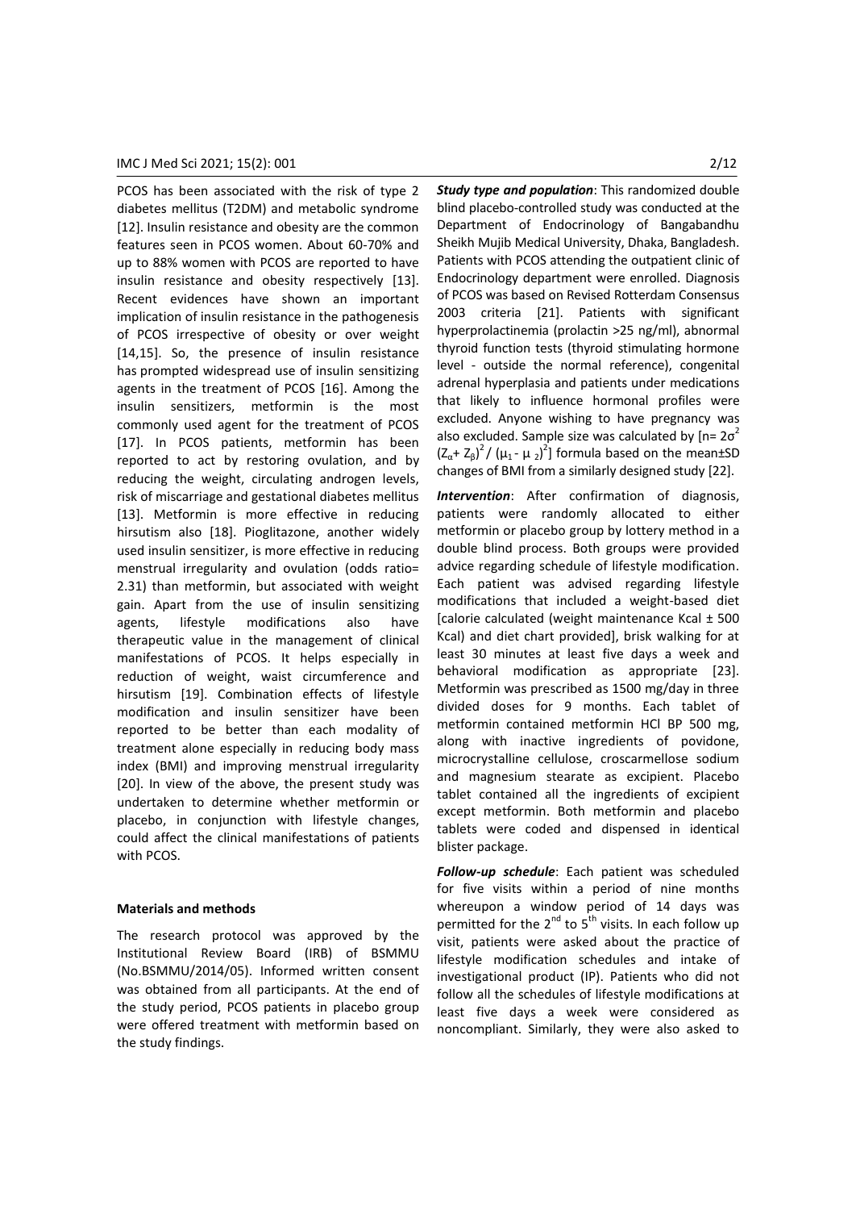PCOS has been associated with the risk of type 2 diabetes mellitus (T2DM) and metabolic syndrome [12]. Insulin resistance and obesity are the common features seen in PCOS women. About 60-70% and up to 88% women with PCOS are reported to have insulin resistance and obesity respectively [13]. Recent evidences have shown an important implication of insulin resistance in the pathogenesis of PCOS irrespective of obesity or over weight [14,15]. So, the presence of insulin resistance has prompted widespread use of insulin sensitizing agents in the treatment of PCOS [16]. Among the insulin sensitizers, metformin is the most commonly used agent for the treatment of PCOS [17]. In PCOS patients, metformin has been reported to act by restoring ovulation, and by reducing the weight, circulating androgen levels, risk of miscarriage and gestational diabetes mellitus [13]. Metformin is more effective in reducing hirsutism also [18]. Pioglitazone, another widely used insulin sensitizer, is more effective in reducing menstrual irregularity and ovulation (odds ratio= 2.31) than metformin, but associated with weight gain. Apart from the use of insulin sensitizing agents, lifestyle modifications also have therapeutic value in the management of clinical manifestations of PCOS. It helps especially in reduction of weight, waist circumference and hirsutism [19]. Combination effects of lifestyle modification and insulin sensitizer have been reported to be better than each modality of treatment alone especially in reducing body mass index (BMI) and improving menstrual irregularity [20]. In view of the above, the present study was undertaken to determine whether metformin or placebo, in conjunction with lifestyle changes, could affect the clinical manifestations of patients with PCOS.

## Materials and methods

The research protocol was approved by the Institutional Review Board (IRB) of BSMMU (No.BSMMU/2014/05). Informed written consent was obtained from all participants. At the end of the study period, PCOS patients in placebo group were offered treatment with metformin based on the study findings.

***Study type and population***: This randomized double blind placebo-controlled study was conducted at the Department of Endocrinology of Bangabandhu Sheikh Mujib Medical University, Dhaka, Bangladesh. Patients with PCOS attending the outpatient clinic of Endocrinology department were enrolled. Diagnosis of PCOS was based on Revised Rotterdam Consensus 2003 criteria [21]. Patients with significant hyperprolactinemia (prolactin >25 ng/ml), abnormal thyroid function tests (thyroid stimulating hormone level - outside the normal reference), congenital adrenal hyperplasia and patients under medications that likely to influence hormonal profiles were excluded. Anyone wishing to have pregnancy was also excluded. Sample size was calculated by [$n= 2\sigma^2 (Z_\alpha+ Z_\beta)^2 / (\mu_1 - \mu_2)^2$] formula based on the mean±SD changes of BMI from a similarly designed study [22].

***Intervention***: After confirmation of diagnosis, patients were randomly allocated to either metformin or placebo group by lottery method in a double blind process. Both groups were provided advice regarding schedule of lifestyle modification. Each patient was advised regarding lifestyle modifications that included a weight-based diet [calorie calculated (weight maintenance Kcal ± 500 Kcal) and diet chart provided], brisk walking for at least 30 minutes at least five days a week and behavioral modification as appropriate [23]. Metformin was prescribed as 1500 mg/day in three divided doses for 9 months. Each tablet of metformin contained metformin HCl BP 500 mg, along with inactive ingredients of povidone, microcrystalline cellulose, croscarmellose sodium and magnesium stearate as excipient. Placebo tablet contained all the ingredients of excipient except metformin. Both metformin and placebo tablets were coded and dispensed in identical blister package.

***Follow-up schedule***: Each patient was scheduled for five visits within a period of nine months whereupon a window period of 14 days was permitted for the 2nd to 5th visits. In each follow up visit, patients were asked about the practice of lifestyle modification schedules and intake of investigational product (IP). Patients who did not follow all the schedules of lifestyle modifications at least five days a week were considered as noncompliant. Similarly, they were also asked to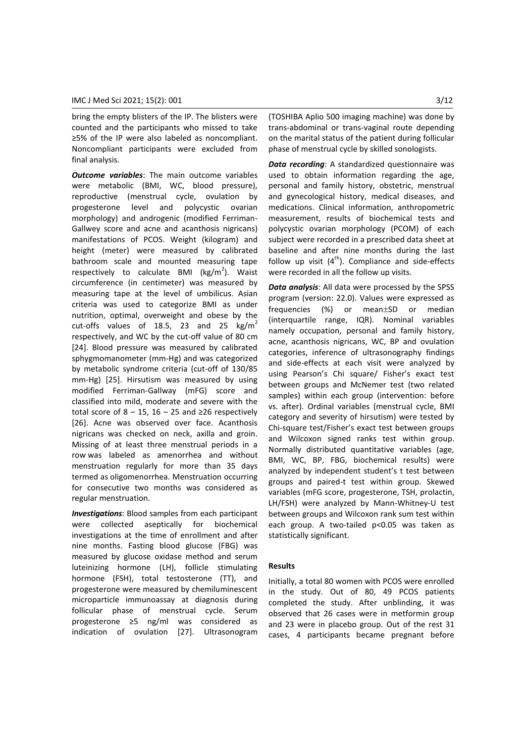bring the empty blisters of the IP. The blisters were counted and the participants who missed to take ≥5% of the IP were also labeled as noncompliant. Noncompliant participants were excluded from final analysis.

***Outcome variables***: The main outcome variables were metabolic (BMI, WC, blood pressure), reproductive (menstrual cycle, ovulation by progesterone level and polycystic ovarian morphology) and androgenic (modified Ferriman-Gallwey score and acne and acanthosis nigricans) manifestations of PCOS. Weight (kilogram) and height (meter) were measured by calibrated bathroom scale and mounted measuring tape respectively to calculate BMI (kg/m$^2$). Waist circumference (in centimeter) was measured by measuring tape at the level of umbilicus. Asian criteria was used to categorize BMI as under nutrition, optimal, overweight and obese by the cut-offs values of 18.5, 23 and 25 kg/m$^2$ respectively, and WC by the cut-off value of 80 cm [24]. Blood pressure was measured by calibrated sphygmomanometer (mm-Hg) and was categorized by metabolic syndrome criteria (cut-off of 130/85 mm-Hg) [25]. Hirsutism was measured by using modified Ferriman-Gallway (mFG) score and classified into mild, moderate and severe with the total score of 8 – 15, 16 – 25 and ≥26 respectively [26]. Acne was observed over face. Acanthosis nigricans was checked on neck, axilla and groin. Missing of at least three menstrual periods in a row was labeled as amenorrhea and without menstruation regularly for more than 35 days termed as oligomenorrhea. Menstruation occurring for consecutive two months was considered as regular menstruation.

***Investigations***: Blood samples from each participant were collected aseptically for biochemical investigations at the time of enrollment and after nine months. Fasting blood glucose (FBG) was measured by glucose oxidase method and serum luteinizing hormone (LH), follicle stimulating hormone (FSH), total testosterone (TT), and progesterone were measured by chemiluminescent microparticle immunoassay at diagnosis during follicular phase of menstrual cycle. Serum progesterone ≥5 ng/ml was considered as indication of ovulation [27]. Ultrasonogram (TOSHIBA Aplio 500 imaging machine) was done by trans-abdominal or trans-vaginal route depending on the marital status of the patient during follicular phase of menstrual cycle by skilled sonologists.

***Data recording***: A standardized questionnaire was used to obtain information regarding the age, personal and family history, obstetric, menstrual and gynecological history, medical diseases, and medications. Clinical information, anthropometric measurement, results of biochemical tests and polycystic ovarian morphology (PCOM) of each subject were recorded in a prescribed data sheet at baseline and after nine months during the last follow up visit (4$^{th}$). Compliance and side-effects were recorded in all the follow up visits.

***Data analysis***: All data were processed by the SPSS program (version: 22.0). Values were expressed as frequencies (%) or mean±SD or median (interquartile range, IQR). Nominal variables namely occupation, personal and family history, acne, acanthosis nigricans, WC, BP and ovulation categories, inference of ultrasonography findings and side-effects at each visit were analyzed by using Pearson's Chi square/ Fisher's exact test between groups and McNemer test (two related samples) within each group (intervention: before vs. after). Ordinal variables (menstrual cycle, BMI category and severity of hirsutism) were tested by Chi-square test/Fisher's exact test between groups and Wilcoxon signed ranks test within group. Normally distributed quantitative variables (age, BMI, WC, BP, FBG, biochemical results) were analyzed by independent student's t test between groups and paired-t test within group. Skewed variables (mFG score, progesterone, TSH, prolactin, LH/FSH) were analyzed by Mann-Whitney-U test between groups and Wilcoxon rank sum test within each group. A two-tailed p<0.05 was taken as statistically significant.

## Results

Initially, a total 80 women with PCOS were enrolled in the study. Out of 80, 49 PCOS patients completed the study. After unblinding, it was observed that 26 cases were in metformin group and 23 were in placebo group. Out of the rest 31 cases, 4 participants became pregnant before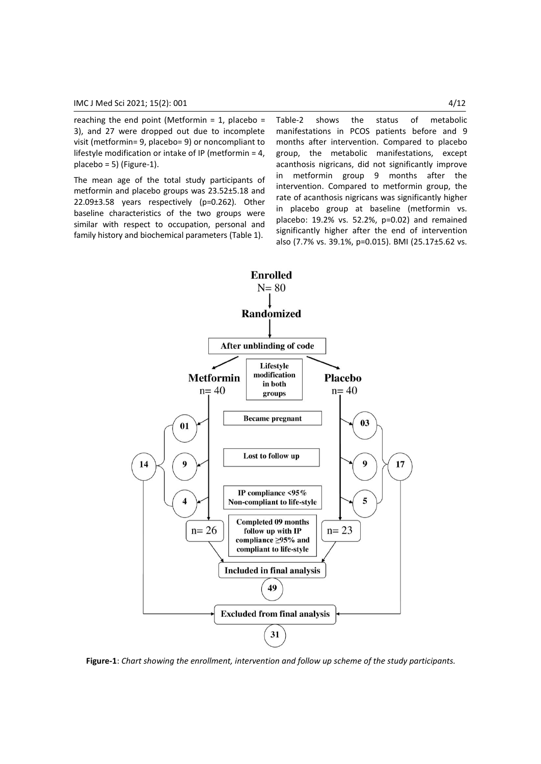reaching the end point (Metformin = 1, placebo = 3), and 27 were dropped out due to incomplete visit (metformin= 9, placebo= 9) or noncompliant to lifestyle modification or intake of IP (metformin = 4, placebo = 5) (Figure-1).

The mean age of the total study participants of metformin and placebo groups was 23.52±5.18 and 22.09±3.58 years respectively (p=0.262). Other baseline characteristics of the two groups were similar with respect to occupation, personal and family history and biochemical parameters (Table 1).

Table-2 shows the status of metabolic manifestations in PCOS patients before and 9 months after intervention. Compared to placebo group, the metabolic manifestations, except acanthosis nigricans, did not significantly improve in metformin group 9 months after the intervention. Compared to metformin group, the rate of acanthosis nigricans was significantly higher in placebo group at baseline (metformin vs. placebo: 19.2% vs. 52.2%, p=0.02) and remained significantly higher after the end of intervention also (7.7% vs. 39.1%, p=0.015). BMI (25.17±5.62 vs.

**Figure-1**: *Chart showing the enrollment, intervention and follow up scheme of the study participants.*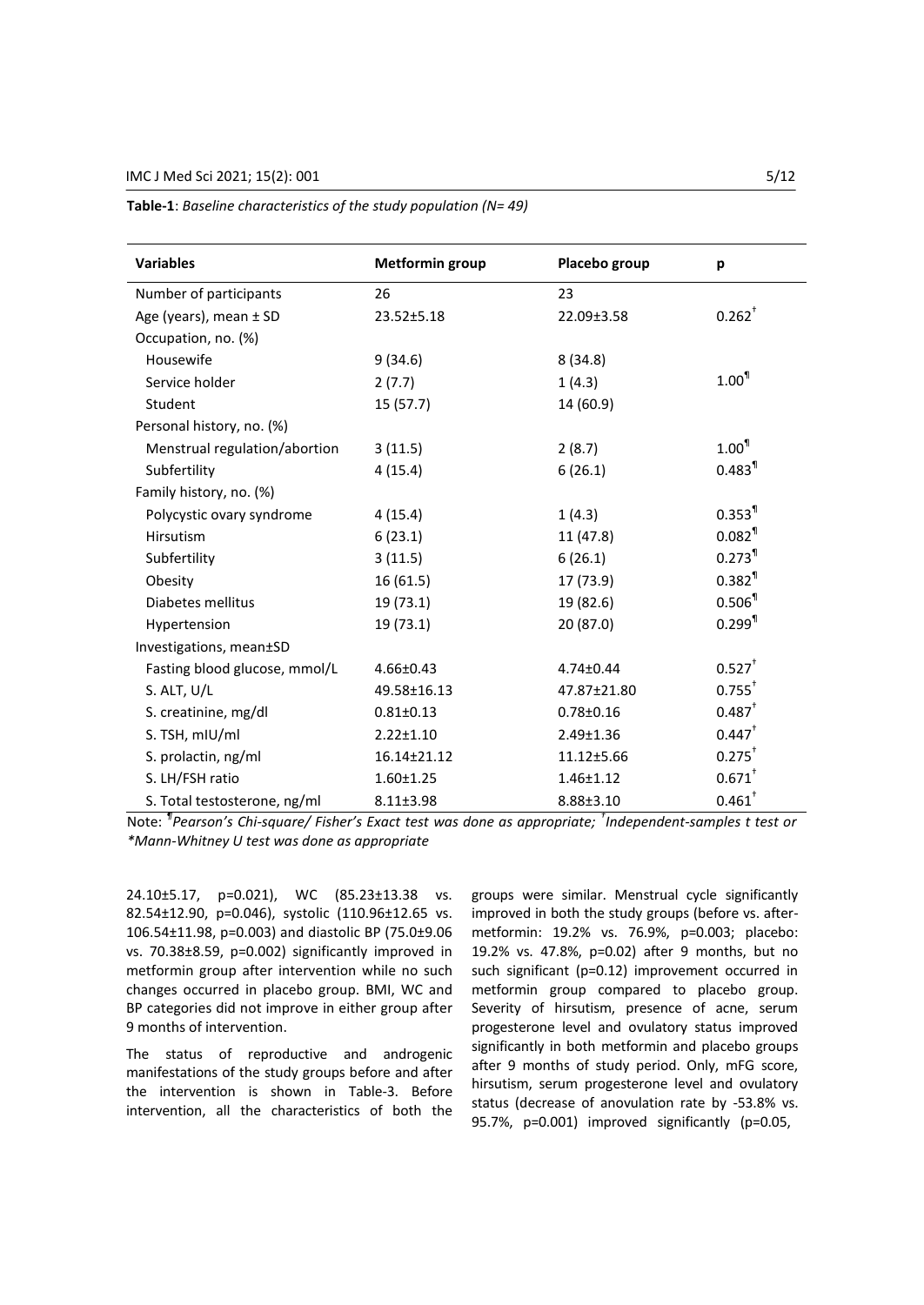**Table-1**: *Baseline characteristics of the study population (N= 49)*

| Variables | Metformin group | Placebo group | p |
|---|---|---|---|
| Number of participants | 26 | 23 | |
| Age (years), mean ± SD | 23.52±5.18 | 22.09±3.58 | 0.262[†] |
| Occupation, no. (%) | | | |
| Housewife | 9 (34.6) | 8 (34.8) | |
| Service holder | 2 (7.7) | 1 (4.3) | 1.00[¶] |
| Student | 15 (57.7) | 14 (60.9) | |
| Personal history, no. (%) | | | |
| Menstrual regulation/abortion | 3 (11.5) | 2 (8.7) | 1.00[¶] |
| Subfertility | 4 (15.4) | 6 (26.1) | 0.483[¶] |
| Family history, no. (%) | | | |
| Polycystic ovary syndrome | 4 (15.4) | 1 (4.3) | 0.353[¶] |
| Hirsutism | 6 (23.1) | 11 (47.8) | 0.082[¶] |
| Subfertility | 3 (11.5) | 6 (26.1) | 0.273[¶] |
| Obesity | 16 (61.5) | 17 (73.9) | 0.382[¶] |
| Diabetes mellitus | 19 (73.1) | 19 (82.6) | 0.506[¶] |
| Hypertension | 19 (73.1) | 20 (87.0) | 0.299[¶] |
| Investigations, mean±SD | | | |
| Fasting blood glucose, mmol/L | 4.66±0.43 | 4.74±0.44 | 0.527[†] |
| S. ALT, U/L | 49.58±16.13 | 47.87±21.80 | 0.755[†] |
| S. creatinine, mg/dl | 0.81±0.13 | 0.78±0.16 | 0.487[†] |
| S. TSH, mIU/ml | 2.22±1.10 | 2.49±1.36 | 0.447[†] |
| S. prolactin, ng/ml | 16.14±21.12 | 11.12±5.66 | 0.275[†] |
| S. LH/FSH ratio | 1.60±1.25 | 1.46±1.12 | 0.671[†] |
| S. Total testosterone, ng/ml | 8.11±3.98 | 8.88±3.10 | 0.461[†] |

Note: [¶]*Pearson's Chi-square/ Fisher's Exact test was done as appropriate;* [†]*Independent-samples t test or \*Mann-Whitney U test was done as appropriate*

24.10±5.17, p=0.021), WC (85.23±13.38 vs. 82.54±12.90, p=0.046), systolic (110.96±12.65 vs. 106.54±11.98, p=0.003) and diastolic BP (75.0±9.06 vs. 70.38±8.59, p=0.002) significantly improved in metformin group after intervention while no such changes occurred in placebo group. BMI, WC and BP categories did not improve in either group after 9 months of intervention.

The status of reproductive and androgenic manifestations of the study groups before and after the intervention is shown in Table-3. Before intervention, all the characteristics of both the groups were similar. Menstrual cycle significantly improved in both the study groups (before vs. after-metformin: 19.2% vs. 76.9%, p=0.003; placebo: 19.2% vs. 47.8%, p=0.02) after 9 months, but no such significant (p=0.12) improvement occurred in metformin group compared to placebo group. Severity of hirsutism, presence of acne, serum progesterone level and ovulatory status improved significantly in both metformin and placebo groups after 9 months of study period. Only, mFG score, hirsutism, serum progesterone level and ovulatory status (decrease of anovulation rate by -53.8% vs. 95.7%, p=0.001) improved significantly (p=0.05,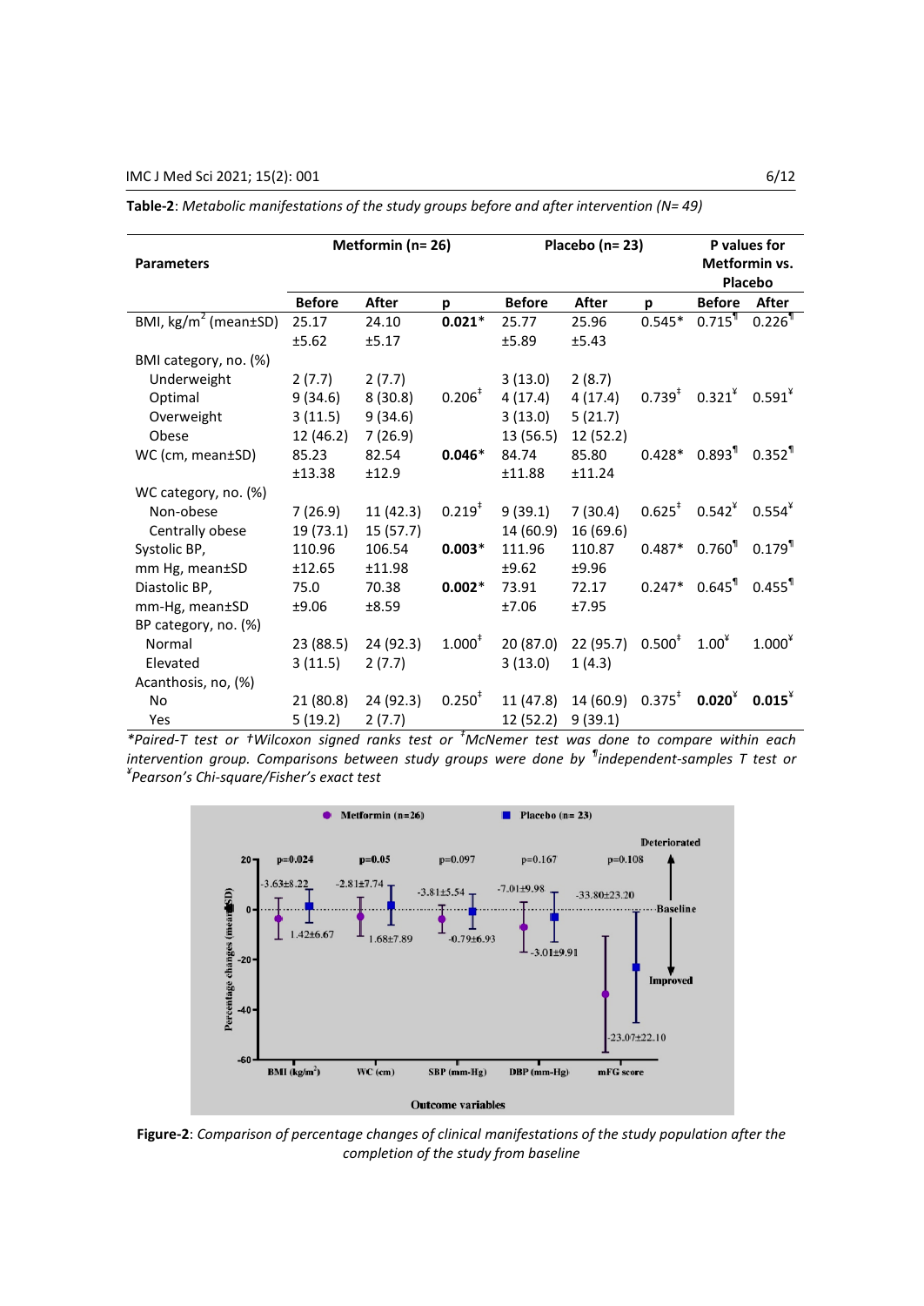**Table-2**: *Metabolic manifestations of the study groups before and after intervention (N= 49)*

| Parameters | Metformin (n= 26) | | | Placebo (n= 23) | | | P values for Metformin vs. Placebo | |
|---|---|---|---|---|---|---|---|---|
| | Before | After | p | Before | After | p | Before | After |
| BMI, kg/m$^2$ (mean±SD) | 25.17 ±5.62 | 24.10 ±5.17 | **0.021*** | 25.77 ±5.89 | 25.96 ±5.43 | 0.545* | 0.715¶ | 0.226¶ |
| BMI category, no. (%) | | | | | | | | |
| Underweight | 2 (7.7) | 2 (7.7) | 0.206‡ | 3 (13.0) | 2 (8.7) | 0.739‡ | 0.321¥ | 0.591¥ |
| Optimal | 9 (34.6) | 8 (30.8) | | 4 (17.4) | 4 (17.4) | | | |
| Overweight | 3 (11.5) | 9 (34.6) | | 3 (13.0) | 5 (21.7) | | | |
| Obese | 12 (46.2) | 7 (26.9) | | 13 (56.5) | 12 (52.2) | | | |
| WC (cm, mean±SD) | 85.23 ±13.38 | 82.54 ±12.9 | **0.046*** | 84.74 ±11.88 | 85.80 ±11.24 | 0.428* | 0.893¶ | 0.352¶ |
| WC category, no. (%) | | | | | | | | |
| Non-obese | 7 (26.9) | 11 (42.3) | 0.219‡ | 9 (39.1) | 7 (30.4) | 0.625‡ | 0.542¥ | 0.554¥ |
| Centrally obese | 19 (73.1) | 15 (57.7) | | 14 (60.9) | 16 (69.6) | | | |
| Systolic BP, mm Hg, mean±SD | 110.96 ±12.65 | 106.54 ±11.98 | **0.003*** | 111.96 ±9.62 | 110.87 ±9.96 | 0.487* | 0.760¶ | 0.179¶ |
| Diastolic BP, mm-Hg, mean±SD | 75.0 ±9.06 | 70.38 ±8.59 | **0.002*** | 73.91 ±7.06 | 72.17 ±7.95 | 0.247* | 0.645¶ | 0.455¶ |
| BP category, no. (%) | | | | | | | | |
| Normal | 23 (88.5) | 24 (92.3) | 1.000‡ | 20 (87.0) | 22 (95.7) | 0.500‡ | 1.00¥ | 1.000¥ |
| Elevated | 3 (11.5) | 2 (7.7) | | 3 (13.0) | 1 (4.3) | | | |
| Acanthosis, no, (%) | | | | | | | | |
| No | 21 (80.8) | 24 (92.3) | 0.250‡ | 11 (47.8) | 14 (60.9) | 0.375‡ | **0.020¥** | **0.015¥** |
| Yes | 5 (19.2) | 2 (7.7) | | 12 (52.2) | 9 (39.1) | | | |

*\*Paired-T test or †Wilcoxon signed ranks test or ‡McNemer test was done to compare within each intervention group. Comparisons between study groups were done by ¶independent-samples T test or ¥Pearson's Chi-square/Fisher's exact test*

**Figure-2**: *Comparison of percentage changes of clinical manifestations of the study population after the completion of the study from baseline*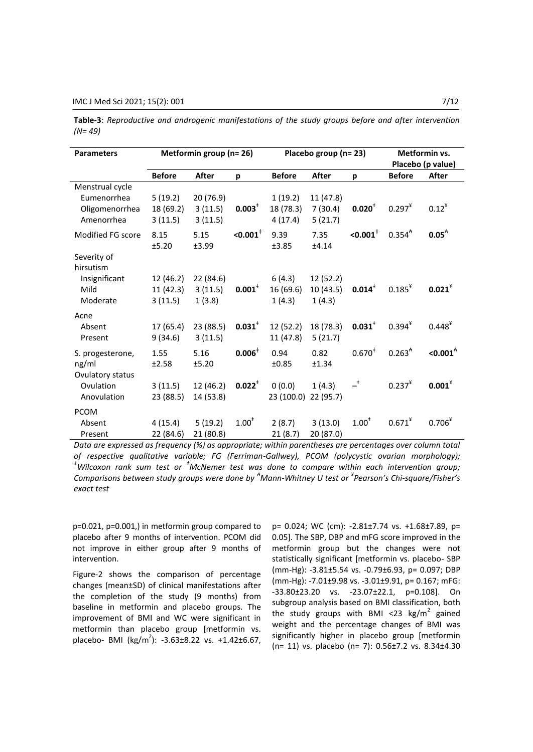**Table-3**: *Reproductive and androgenic manifestations of the study groups before and after intervention (N= 49)*

| Parameters | Metformin group (n= 26) | | | Placebo group (n= 23) | | | Metformin vs. Placebo (p value) | |
|---|---|---|---|---|---|---|---|---|
| | **Before** | **After** | **p** | **Before** | **After** | **p** | **Before** | **After** |
| Menstrual cycle | | | | | | | | |
| Eumenorrhea | 5 (19.2) | 20 (76.9) | | 1 (19.2) | 11 (47.8) | | | |
| Oligomenorrhea | 18 (69.2) | 3 (11.5) | **0.003**[‡] | 18 (78.3) | 7 (30.4) | **0.020**[‡] | 0.297[¥] | 0.12[¥] |
| Amenorrhea | 3 (11.5) | 3 (11.5) | | 4 (17.4) | 5 (21.7) | | | |
| Modified FG score | 8.15 ±5.20 | 5.15 ±3.99 | **<0.001**[ƚ] | 9.39 ±3.85 | 7.35 ±4.14 | **<0.001**[ƚ] | 0.354[Ѫ] | **0.05**[Ѫ] |
| Severity of hirsutism | | | | | | | | |
| Insignificant | 12 (46.2) | 22 (84.6) | | 6 (4.3) | 12 (52.2) | | | |
| Mild | 11 (42.3) | 3 (11.5) | **0.001**[ƚ] | 16 (69.6) | 10 (43.5) | **0.014**[ƚ] | 0.185[¥] | **0.021**[¥] |
| Moderate | 3 (11.5) | 1 (3.8) | | 1 (4.3) | 1 (4.3) | | | |
| Acne | | | | | | | | |
| Absent | 17 (65.4) | 23 (88.5) | **0.031**[‡] | 12 (52.2) | 18 (78.3) | **0.031**[‡] | 0.394[¥] | 0.448[¥] |
| Present | 9 (34.6) | 3 (11.5) | | 11 (47.8) | 5 (21.7) | | | |
| S. progesterone, ng/ml | 1.55 ±2.58 | 5.16 ±5.20 | **0.006**[ƚ] | 0.94 ±0.85 | 0.82 ±1.34 | 0.670[ƚ] | 0.263[Ѫ] | **<0.001**[Ѫ] |
| Ovulatory status | | | | | | | | |
| Ovulation | 3 (11.5) | 12 (46.2) | **0.022**[‡] | 0 (0.0) | 1 (4.3) | –[‡] | 0.237[¥] | **0.001**[¥] |
| Anovulation | 23 (88.5) | 14 (53.8) | | 23 (100.0) | 22 (95.7) | | | |
| PCOM | | | | | | | | |
| Absent | 4 (15.4) | 5 (19.2) | 1.00[‡] | 2 (8.7) | 3 (13.0) | 1.00[‡] | 0.671[¥] | 0.706[¥] |
| Present | 22 (84.6) | 21 (80.8) | | 21 (8.7) | 20 (87.0) | | | |

*Data are expressed as frequency (%) as appropriate; within parentheses are percentages over column total of respective qualitative variable; FG (Ferriman-Gallwey), PCOM (polycystic ovarian morphology); [ƚ]Wilcoxon rank sum test or [‡]McNemer test was done to compare within each intervention group; Comparisons between study groups were done by [Ѫ]Mann-Whitney U test or [¥]Pearson's Chi-square/Fisher's exact test*

p=0.021, p=0.001,) in metformin group compared to placebo after 9 months of intervention. PCOM did not improve in either group after 9 months of intervention.

Figure-2 shows the comparison of percentage changes (mean±SD) of clinical manifestations after the completion of the study (9 months) from baseline in metformin and placebo groups. The improvement of BMI and WC were significant in metformin than placebo group [metformin vs. placebo- BMI ($kg/m^2$): -3.63±8.22 vs. +1.42±6.67, p= 0.024; WC (cm): -2.81±7.74 vs. +1.68±7.89, p= 0.05]. The SBP, DBP and mFG score improved in the metformin group but the changes were not statistically significant [metformin vs. placebo- SBP (mm-Hg): -3.81±5.54 vs. -0.79±6.93, p= 0.097; DBP (mm-Hg): -7.01±9.98 vs. -3.01±9.91, p= 0.167; mFG: -33.80±23.20 vs. -23.07±22.1, p=0.108]. On subgroup analysis based on BMI classification, both the study groups with BMI <23 $kg/m^2$ gained weight and the percentage changes of BMI was significantly higher in placebo group [metformin (n= 11) vs. placebo (n= 7): 0.56±7.2 vs. 8.34±4.30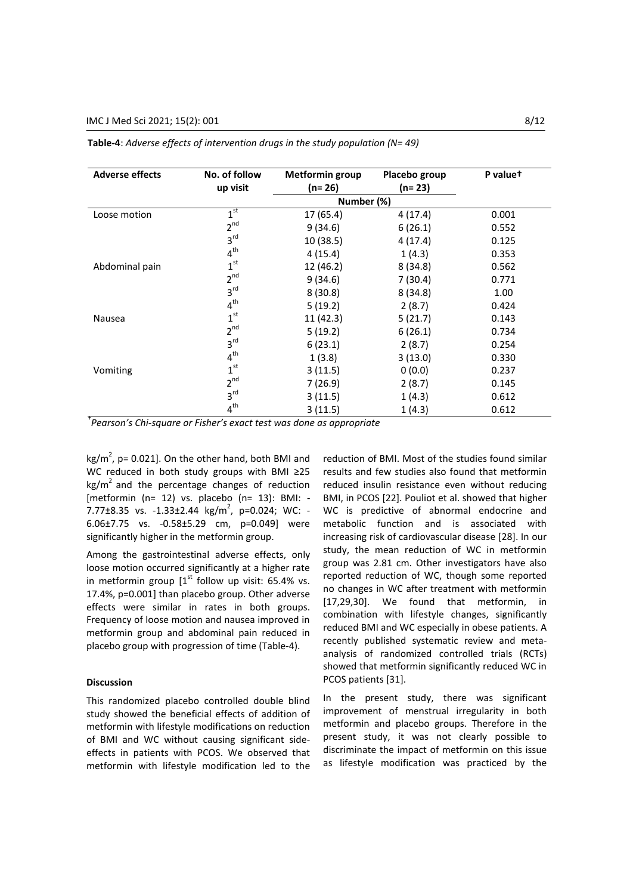**Table-4**: *Adverse effects of intervention drugs in the study population (N= 49)*

| Adverse effects | No. of follow up visit | Metformin group (n= 26) | Placebo group (n= 23) | P value† |
|---|---|---|---|---|
| | | Number (%) | | |
| Loose motion | 1st | 17 (65.4) | 4 (17.4) | 0.001 |
| | 2nd | 9 (34.6) | 6 (26.1) | 0.552 |
| | 3rd | 10 (38.5) | 4 (17.4) | 0.125 |
| | 4th | 4 (15.4) | 1 (4.3) | 0.353 |
| Abdominal pain | 1st | 12 (46.2) | 8 (34.8) | 0.562 |
| | 2nd | 9 (34.6) | 7 (30.4) | 0.771 |
| | 3rd | 8 (30.8) | 8 (34.8) | 1.00 |
| | 4th | 5 (19.2) | 2 (8.7) | 0.424 |
| Nausea | 1st | 11 (42.3) | 5 (21.7) | 0.143 |
| | 2nd | 5 (19.2) | 6 (26.1) | 0.734 |
| | 3rd | 6 (23.1) | 2 (8.7) | 0.254 |
| | 4th | 1 (3.8) | 3 (13.0) | 0.330 |
| Vomiting | 1st | 3 (11.5) | 0 (0.0) | 0.237 |
| | 2nd | 7 (26.9) | 2 (8.7) | 0.145 |
| | 3rd | 3 (11.5) | 1 (4.3) | 0.612 |
| | 4th | 3 (11.5) | 1 (4.3) | 0.612 |

*†Pearson's Chi-square or Fisher's exact test was done as appropriate*

$kg/m^2$, p= 0.021]. On the other hand, both BMI and WC reduced in both study groups with BMI ≥25 $kg/m^2$ and the percentage changes of reduction [metformin (n= 12) vs. placebo (n= 13): BMI: -7.77±8.35 vs. -1.33±2.44 $kg/m^2$, p=0.024; WC: -6.06±7.75 vs. -0.58±5.29 cm, p=0.049] were significantly higher in the metformin group.

Among the gastrointestinal adverse effects, only loose motion occurred significantly at a higher rate in metformin group [1st follow up visit: 65.4% vs. 17.4%, p=0.001] than placebo group. Other adverse effects were similar in rates in both groups. Frequency of loose motion and nausea improved in metformin group and abdominal pain reduced in placebo group with progression of time (Table-4).

**Discussion**

This randomized placebo controlled double blind study showed the beneficial effects of addition of metformin with lifestyle modifications on reduction of BMI and WC without causing significant side-effects in patients with PCOS. We observed that metformin with lifestyle modification led to the reduction of BMI. Most of the studies found similar results and few studies also found that metformin reduced insulin resistance even without reducing BMI, in PCOS [22]. Pouliot et al. showed that higher WC is predictive of abnormal endocrine and metabolic function and is associated with increasing risk of cardiovascular disease [28]. In our study, the mean reduction of WC in metformin group was 2.81 cm. Other investigators have also reported reduction of WC, though some reported no changes in WC after treatment with metformin [17,29,30]. We found that metformin, in combination with lifestyle changes, significantly reduced BMI and WC especially in obese patients. A recently published systematic review and meta-analysis of randomized controlled trials (RCTs) showed that metformin significantly reduced WC in PCOS patients [31].

In the present study, there was significant improvement of menstrual irregularity in both metformin and placebo groups. Therefore in the present study, it was not clearly possible to discriminate the impact of metformin on this issue as lifestyle modification was practiced by the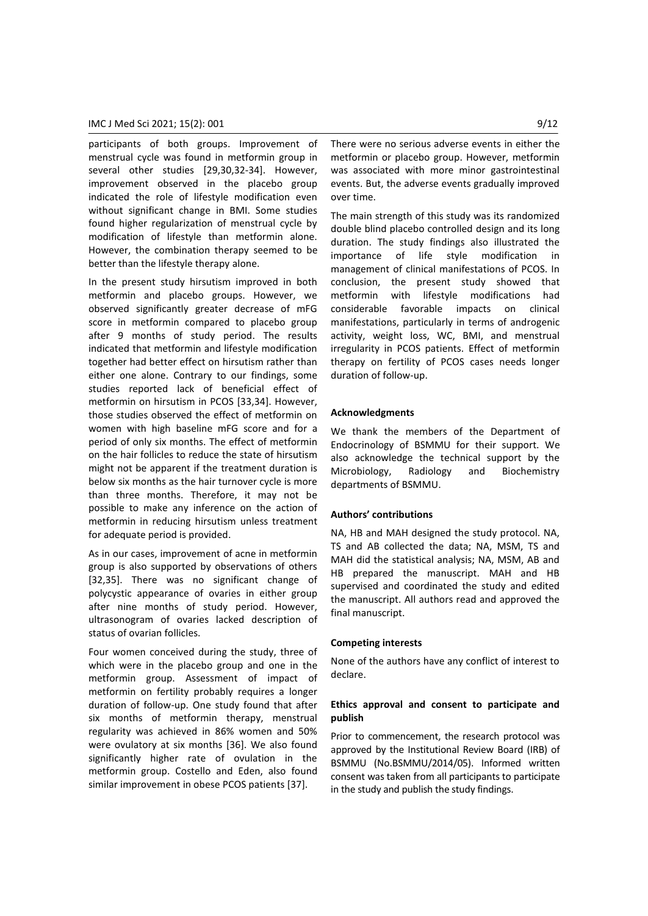participants of both groups. Improvement of menstrual cycle was found in metformin group in several other studies [29,30,32-34]. However, improvement observed in the placebo group indicated the role of lifestyle modification even without significant change in BMI. Some studies found higher regularization of menstrual cycle by modification of lifestyle than metformin alone. However, the combination therapy seemed to be better than the lifestyle therapy alone.

In the present study hirsutism improved in both metformin and placebo groups. However, we observed significantly greater decrease of mFG score in metformin compared to placebo group after 9 months of study period. The results indicated that metformin and lifestyle modification together had better effect on hirsutism rather than either one alone. Contrary to our findings, some studies reported lack of beneficial effect of metformin on hirsutism in PCOS [33,34]. However, those studies observed the effect of metformin on women with high baseline mFG score and for a period of only six months. The effect of metformin on the hair follicles to reduce the state of hirsutism might not be apparent if the treatment duration is below six months as the hair turnover cycle is more than three months. Therefore, it may not be possible to make any inference on the action of metformin in reducing hirsutism unless treatment for adequate period is provided.

As in our cases, improvement of acne in metformin group is also supported by observations of others [32,35]. There was no significant change of polycystic appearance of ovaries in either group after nine months of study period. However, ultrasonogram of ovaries lacked description of status of ovarian follicles.

Four women conceived during the study, three of which were in the placebo group and one in the metformin group. Assessment of impact of metformin on fertility probably requires a longer duration of follow-up. One study found that after six months of metformin therapy, menstrual regularity was achieved in 86% women and 50% were ovulatory at six months [36]. We also found significantly higher rate of ovulation in the metformin group. Costello and Eden, also found similar improvement in obese PCOS patients [37].

There were no serious adverse events in either the metformin or placebo group. However, metformin was associated with more minor gastrointestinal events. But, the adverse events gradually improved over time.

The main strength of this study was its randomized double blind placebo controlled design and its long duration. The study findings also illustrated the importance of life style modification in management of clinical manifestations of PCOS. In conclusion, the present study showed that metformin with lifestyle modifications had considerable favorable impacts on clinical manifestations, particularly in terms of androgenic activity, weight loss, WC, BMI, and menstrual irregularity in PCOS patients. Effect of metformin therapy on fertility of PCOS cases needs longer duration of follow-up.

#### Acknowledgments

We thank the members of the Department of Endocrinology of BSMMU for their support. We also acknowledge the technical support by the Microbiology, Radiology and Biochemistry departments of BSMMU.

#### Authors' contributions

NA, HB and MAH designed the study protocol. NA, TS and AB collected the data; NA, MSM, TS and MAH did the statistical analysis; NA, MSM, AB and HB prepared the manuscript. MAH and HB supervised and coordinated the study and edited the manuscript. All authors read and approved the final manuscript.

#### Competing interests

None of the authors have any conflict of interest to declare.

#### Ethics approval and consent to participate and publish

Prior to commencement, the research protocol was approved by the Institutional Review Board (IRB) of BSMMU (No.BSMMU/2014/05). Informed written consent was taken from all participants to participate in the study and publish the study findings.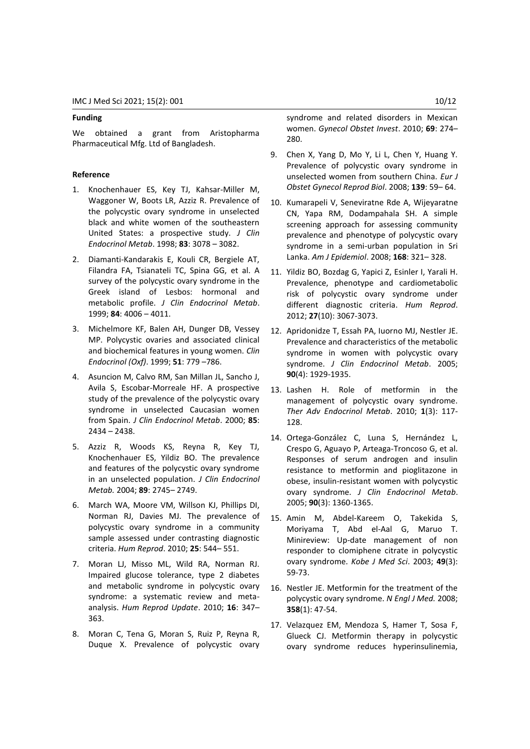## Funding

We obtained a grant from Aristopharma Pharmaceutical Mfg. Ltd of Bangladesh.

## Reference

1. Knochenhauer ES, Key TJ, Kahsar-Miller M, Waggoner W, Boots LR, Azziz R. Prevalence of the polycystic ovary syndrome in unselected black and white women of the southeastern United States: a prospective study. *J Clin Endocrinol Metab*. 1998; **83**: 3078 – 3082.

2. Diamanti-Kandarakis E, Kouli CR, Bergiele AT, Filandra FA, Tsianateli TC, Spina GG, et al. A survey of the polycystic ovary syndrome in the Greek island of Lesbos: hormonal and metabolic profile. *J Clin Endocrinol Metab*. 1999; **84**: 4006 – 4011.

3. Michelmore KF, Balen AH, Dunger DB, Vessey MP. Polycystic ovaries and associated clinical and biochemical features in young women. *Clin Endocrinol (Oxf)*. 1999; **51**: 779 –786.

4. Asuncion M, Calvo RM, San Millan JL, Sancho J, Avila S, Escobar-Morreale HF. A prospective study of the prevalence of the polycystic ovary syndrome in unselected Caucasian women from Spain. *J Clin Endocrinol Metab*. 2000; **85**: 2434 – 2438.

5. Azziz R, Woods KS, Reyna R, Key TJ, Knochenhauer ES, Yildiz BO. The prevalence and features of the polycystic ovary syndrome in an unselected population. *J Clin Endocrinol Metab.* 2004; **89**: 2745– 2749.

6. March WA, Moore VM, Willson KJ, Phillips DI, Norman RJ, Davies MJ. The prevalence of polycystic ovary syndrome in a community sample assessed under contrasting diagnostic criteria. *Hum Reprod*. 2010; **25**: 544– 551.

7. Moran LJ, Misso ML, Wild RA, Norman RJ. Impaired glucose tolerance, type 2 diabetes and metabolic syndrome in polycystic ovary syndrome: a systematic review and meta-analysis. *Hum Reprod Update*. 2010; **16**: 347–363.

8. Moran C, Tena G, Moran S, Ruiz P, Reyna R, Duque X. Prevalence of polycystic ovary syndrome and related disorders in Mexican women. *Gynecol Obstet Invest*. 2010; **69**: 274–280.

9. Chen X, Yang D, Mo Y, Li L, Chen Y, Huang Y. Prevalence of polycystic ovary syndrome in unselected women from southern China. *Eur J Obstet Gynecol Reprod Biol*. 2008; **139**: 59– 64.

10. Kumarapeli V, Seneviratne Rde A, Wijeyaratne CN, Yapa RM, Dodampahala SH. A simple screening approach for assessing community prevalence and phenotype of polycystic ovary syndrome in a semi-urban population in Sri Lanka. *Am J Epidemiol*. 2008; **168**: 321– 328.

11. Yildiz BO, Bozdag G, Yapici Z, Esinler I, Yarali H. Prevalence, phenotype and cardiometabolic risk of polycystic ovary syndrome under different diagnostic criteria. *Hum Reprod*. 2012; **27**(10): 3067-3073.

12. Apridonidze T, Essah PA, Iuorno MJ, Nestler JE. Prevalence and characteristics of the metabolic syndrome in women with polycystic ovary syndrome. *J Clin Endocrinol Metab*. 2005; **90**(4): 1929-1935.

13. Lashen H. Role of metformin in the management of polycystic ovary syndrome. *Ther Adv Endocrinol Metab*. 2010; **1**(3): 117-128.

14. Ortega-González C, Luna S, Hernández L, Crespo G, Aguayo P, Arteaga-Troncoso G, et al. Responses of serum androgen and insulin resistance to metformin and pioglitazone in obese, insulin-resistant women with polycystic ovary syndrome. *J Clin Endocrinol Metab*. 2005; **90**(3): 1360-1365.

15. Amin M, Abdel-Kareem O, Takekida S, Moriyama T, Abd el-Aal G, Maruo T. Minireview: Up-date management of non responder to clomiphene citrate in polycystic ovary syndrome. *Kobe J Med Sci*. 2003; **49**(3): 59-73.

16. Nestler JE. Metformin for the treatment of the polycystic ovary syndrome. *N Engl J Med.* 2008; **358**(1): 47-54.

17. Velazquez EM, Mendoza S, Hamer T, Sosa F, Glueck CJ. Metformin therapy in polycystic ovary syndrome reduces hyperinsulinemia,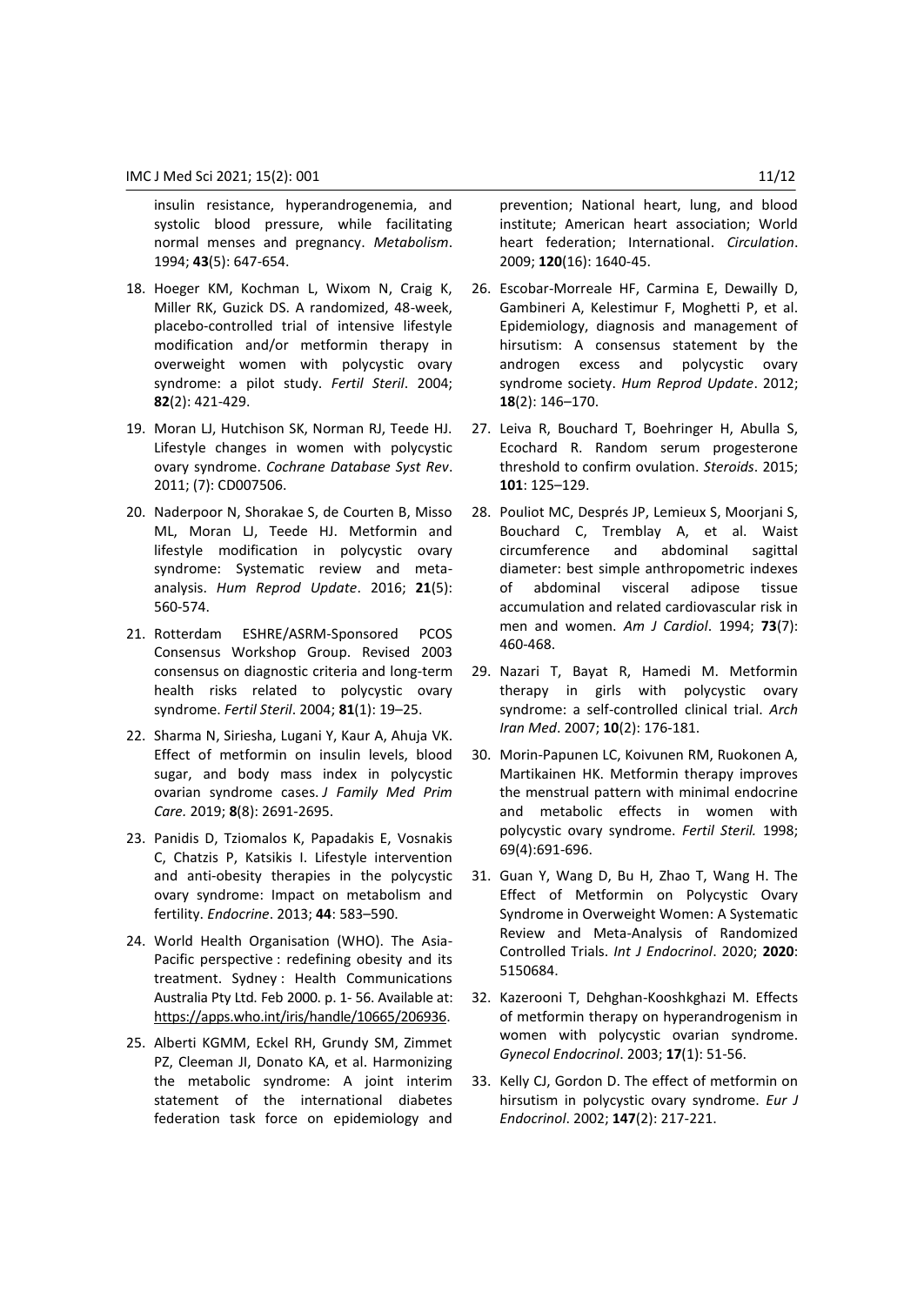insulin resistance, hyperandrogenemia, and systolic blood pressure, while facilitating normal menses and pregnancy. *Metabolism*. 1994; **43**(5): 647-654.

18. Hoeger KM, Kochman L, Wixom N, Craig K, Miller RK, Guzick DS. A randomized, 48-week, placebo-controlled trial of intensive lifestyle modification and/or metformin therapy in overweight women with polycystic ovary syndrome: a pilot study. *Fertil Steril*. 2004; **82**(2): 421-429.

19. Moran LJ, Hutchison SK, Norman RJ, Teede HJ. Lifestyle changes in women with polycystic ovary syndrome. *Cochrane Database Syst Rev*. 2011; (7): CD007506.

20. Naderpoor N, Shorakae S, de Courten B, Misso ML, Moran LJ, Teede HJ. Metformin and lifestyle modification in polycystic ovary syndrome: Systematic review and meta-analysis. *Hum Reprod Update*. 2016; **21**(5): 560-574.

21. Rotterdam ESHRE/ASRM-Sponsored PCOS Consensus Workshop Group. Revised 2003 consensus on diagnostic criteria and long-term health risks related to polycystic ovary syndrome. *Fertil Steril*. 2004; **81**(1): 19–25.

22. Sharma N, Siriesha, Lugani Y, Kaur A, Ahuja VK. Effect of metformin on insulin levels, blood sugar, and body mass index in polycystic ovarian syndrome cases. *J Family Med Prim Care.* 2019; **8**(8): 2691-2695.

23. Panidis D, Tziomalos K, Papadakis E, Vosnakis C, Chatzis P, Katsikis I. Lifestyle intervention and anti-obesity therapies in the polycystic ovary syndrome: Impact on metabolism and fertility. *Endocrine*. 2013; **44**: 583–590.

24. World Health Organisation (WHO). The Asia-Pacific perspective : redefining obesity and its treatment. Sydney : Health Communications Australia Pty Ltd. Feb 2000. p. 1- 56. Available at: https://apps.who.int/iris/handle/10665/206936.

25. Alberti KGMM, Eckel RH, Grundy SM, Zimmet PZ, Cleeman JI, Donato KA, et al. Harmonizing the metabolic syndrome: A joint interim statement of the international diabetes federation task force on epidemiology and prevention; National heart, lung, and blood institute; American heart association; World heart federation; International. *Circulation*. 2009; **120**(16): 1640-45.

26. Escobar-Morreale HF, Carmina E, Dewailly D, Gambineri A, Kelestimur F, Moghetti P, et al. Epidemiology, diagnosis and management of hirsutism: A consensus statement by the androgen excess and polycystic ovary syndrome society. *Hum Reprod Update*. 2012; **18**(2): 146–170.

27. Leiva R, Bouchard T, Boehringer H, Abulla S, Ecochard R. Random serum progesterone threshold to confirm ovulation. *Steroids*. 2015; **101**: 125–129.

28. Pouliot MC, Després JP, Lemieux S, Moorjani S, Bouchard C, Tremblay A, et al. Waist circumference and abdominal sagittal diameter: best simple anthropometric indexes of abdominal visceral adipose tissue accumulation and related cardiovascular risk in men and women. *Am J Cardiol*. 1994; **73**(7): 460-468.

29. Nazari T, Bayat R, Hamedi M. Metformin therapy in girls with polycystic ovary syndrome: a self-controlled clinical trial. *Arch Iran Med*. 2007; **10**(2): 176-181.

30. Morin-Papunen LC, Koivunen RM, Ruokonen A, Martikainen HK. Metformin therapy improves the menstrual pattern with minimal endocrine and metabolic effects in women with polycystic ovary syndrome. *Fertil Steril.* 1998; 69(4):691-696.

31. Guan Y, Wang D, Bu H, Zhao T, Wang H. The Effect of Metformin on Polycystic Ovary Syndrome in Overweight Women: A Systematic Review and Meta-Analysis of Randomized Controlled Trials. *Int J Endocrinol*. 2020; **2020**: 5150684.

32. Kazerooni T, Dehghan-Kooshkghazi M. Effects of metformin therapy on hyperandrogenism in women with polycystic ovarian syndrome. *Gynecol Endocrinol*. 2003; **17**(1): 51-56.

33. Kelly CJ, Gordon D. The effect of metformin on hirsutism in polycystic ovary syndrome. *Eur J Endocrinol*. 2002; **147**(2): 217-221.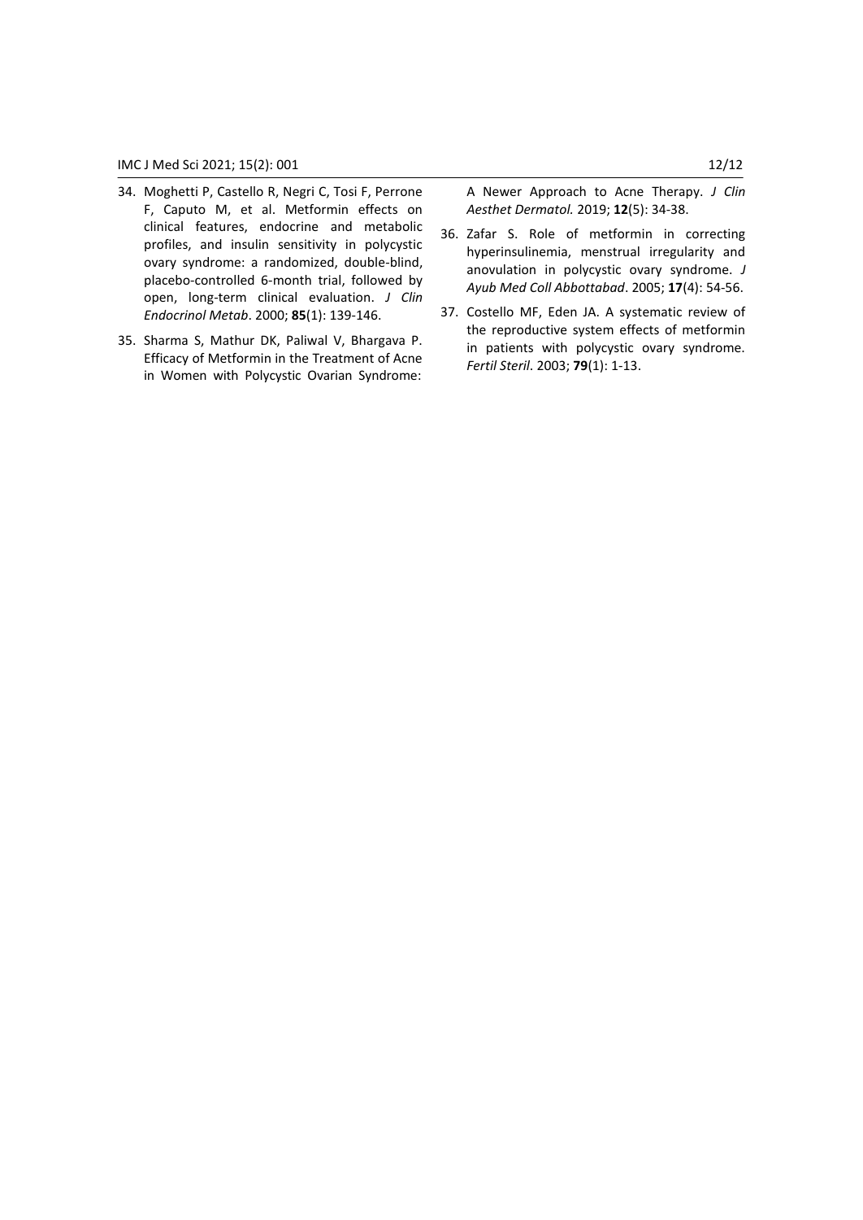34. Moghetti P, Castello R, Negri C, Tosi F, Perrone F, Caputo M, et al. Metformin effects on clinical features, endocrine and metabolic profiles, and insulin sensitivity in polycystic ovary syndrome: a randomized, double-blind, placebo-controlled 6-month trial, followed by open, long-term clinical evaluation. *J Clin Endocrinol Metab*. 2000; **85**(1): 139-146.
35. Sharma S, Mathur DK, Paliwal V, Bhargava P. Efficacy of Metformin in the Treatment of Acne in Women with Polycystic Ovarian Syndrome: A Newer Approach to Acne Therapy. *J Clin Aesthet Dermatol.* 2019; **12**(5): 34-38.
36. Zafar S. Role of metformin in correcting hyperinsulinemia, menstrual irregularity and anovulation in polycystic ovary syndrome. *J Ayub Med Coll Abbottabad*. 2005; **17**(4): 54-56.
37. Costello MF, Eden JA. A systematic review of the reproductive system effects of metformin in patients with polycystic ovary syndrome. *Fertil Steril*. 2003; **79**(1): 1-13.